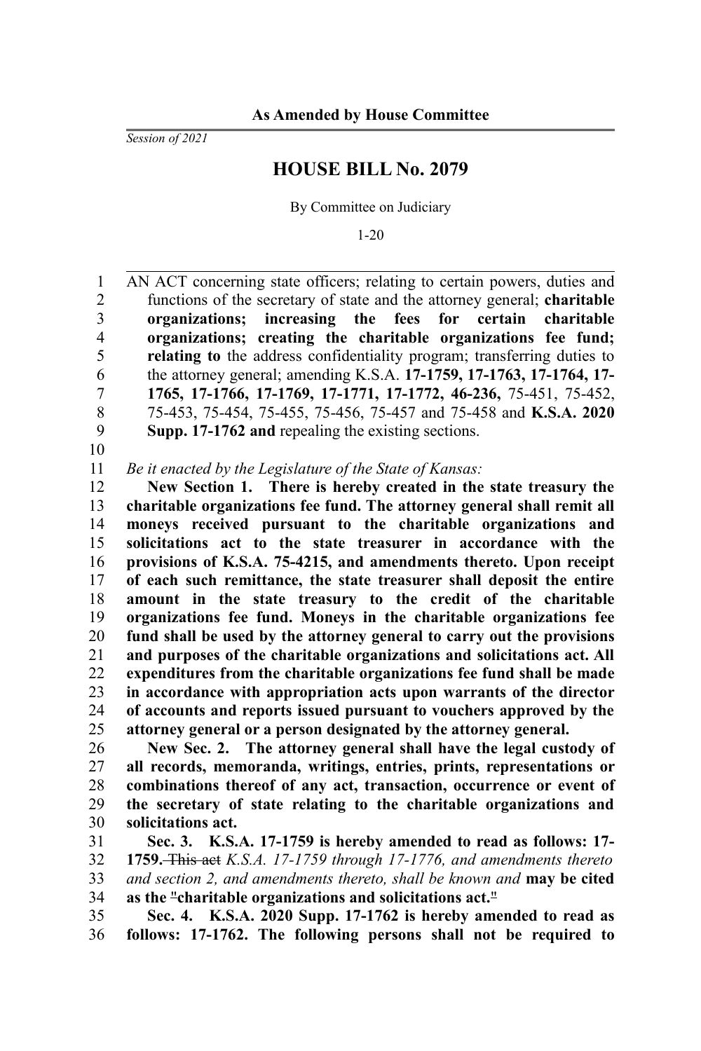**As Amended by House Committee**

*Session of 2021*

# HOUSE BILL No. 2079

By Committee on Judiciary

1-20

AN ACT concerning state officers; relating to certain powers, duties and functions of the secretary of state and the attorney general; **charitable organizations; increasing the fees for certain charitable organizations; creating the charitable organizations fee fund; relating to** the address confidentiality program; transferring duties to the attorney general; amending K.S.A. **17-1759, 17-1763, 17-1764, 17-1765, 17-1766, 17-1769, 17-1771, 17-1772, 46-236,** 75-451, 75-452, 75-453, 75-454, 75-455, 75-456, 75-457 and 75-458 and **K.S.A. 2020 Supp. 17-1762 and** repealing the existing sections.

*Be it enacted by the Legislature of the State of Kansas:*

**New Section 1. There is hereby created in the state treasury the charitable organizations fee fund. The attorney general shall remit all moneys received pursuant to the charitable organizations and solicitations act to the state treasurer in accordance with the provisions of K.S.A. 75-4215, and amendments thereto. Upon receipt of each such remittance, the state treasurer shall deposit the entire amount in the state treasury to the credit of the charitable organizations fee fund. Moneys in the charitable organizations fee fund shall be used by the attorney general to carry out the provisions and purposes of the charitable organizations and solicitations act. All expenditures from the charitable organizations fee fund shall be made in accordance with appropriation acts upon warrants of the director of accounts and reports issued pursuant to vouchers approved by the attorney general or a person designated by the attorney general.**

**New Sec. 2. The attorney general shall have the legal custody of all records, memoranda, writings, entries, prints, representations or combinations thereof of any act, transaction, occurrence or event of the secretary of state relating to the charitable organizations and solicitations act.**

**Sec. 3. K.S.A. 17-1759 is hereby amended to read as follows: 17-1759.** ~~This act~~ *K.S.A. 17-1759 through 17-1776, and amendments thereto and section 2, and amendments thereto, shall be known and* **may be cited as the ~~"~~charitable organizations and solicitations act.~~"~~**

**Sec. 4. K.S.A. 2020 Supp. 17-1762 is hereby amended to read as follows: 17-1762. The following persons shall not be required to**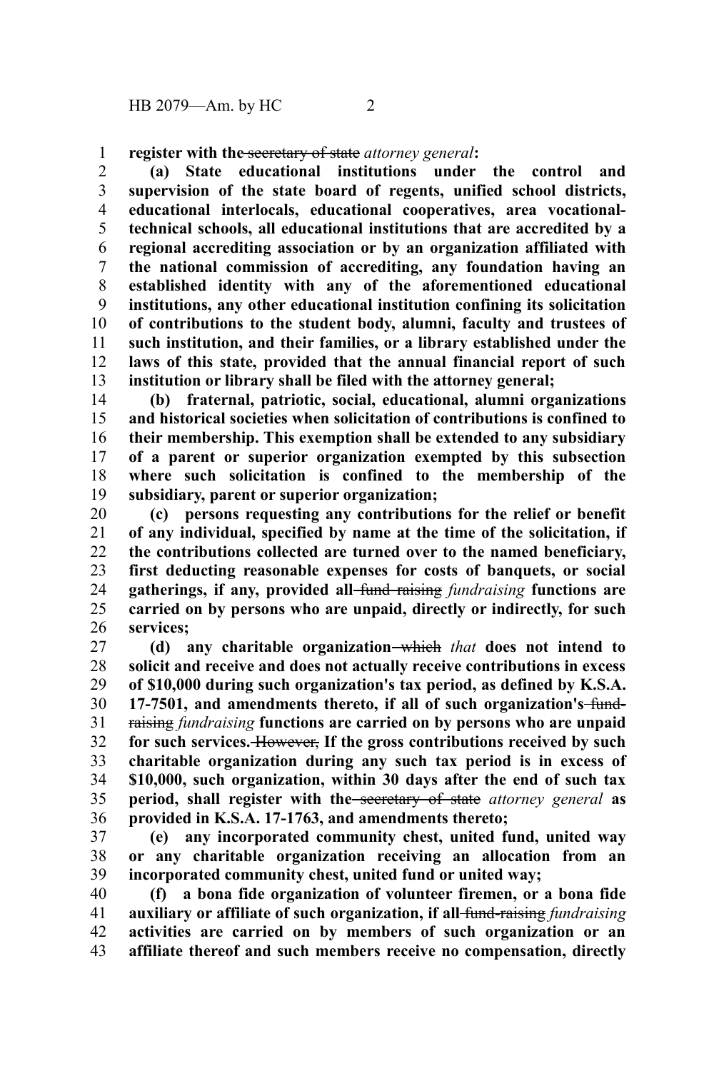**register with the ~~secretary of state~~** *attorney general***:**

**(a) State educational institutions under the control and supervision of the state board of regents, unified school districts, educational interlocals, educational cooperatives, area vocational-technical schools, all educational institutions that are accredited by a regional accrediting association or by an organization affiliated with the national commission of accrediting, any foundation having an established identity with any of the aforementioned educational institutions, any other educational institution confining its solicitation of contributions to the student body, alumni, faculty and trustees of such institution, and their families, or a library established under the laws of this state, provided that the annual financial report of such institution or library shall be filed with the attorney general;**

**(b) fraternal, patriotic, social, educational, alumni organizations and historical societies when solicitation of contributions is confined to their membership. This exemption shall be extended to any subsidiary of a parent or superior organization exempted by this subsection where such solicitation is confined to the membership of the subsidiary, parent or superior organization;**

**(c) persons requesting any contributions for the relief or benefit of any individual, specified by name at the time of the solicitation, if the contributions collected are turned over to the named beneficiary, first deducting reasonable expenses for costs of banquets, or social gatherings, if any, provided all** ~~fund raising~~ *fundraising* **functions are carried on by persons who are unpaid, directly or indirectly, for such services;**

**(d) any charitable organization** ~~which~~ *that* **does not intend to solicit and receive and does not actually receive contributions in excess of $10,000 during such organization's tax period, as defined by K.S.A. 17-7501, and amendments thereto, if all of such organization's** ~~fund-raising~~ *fundraising* **functions are carried on by persons who are unpaid for such services.** ~~However,~~ **If the gross contributions received by such charitable organization during any such tax period is in excess of $10,000, such organization, within 30 days after the end of such tax period, shall register with the** ~~secretary of state~~ *attorney general* **as provided in K.S.A. 17-1763, and amendments thereto;**

**(e) any incorporated community chest, united fund, united way or any charitable organization receiving an allocation from an incorporated community chest, united fund or united way;**

**(f) a bona fide organization of volunteer firemen, or a bona fide auxiliary or affiliate of such organization, if all** ~~fund-raising~~ *fundraising* **activities are carried on by members of such organization or an affiliate thereof and such members receive no compensation, directly**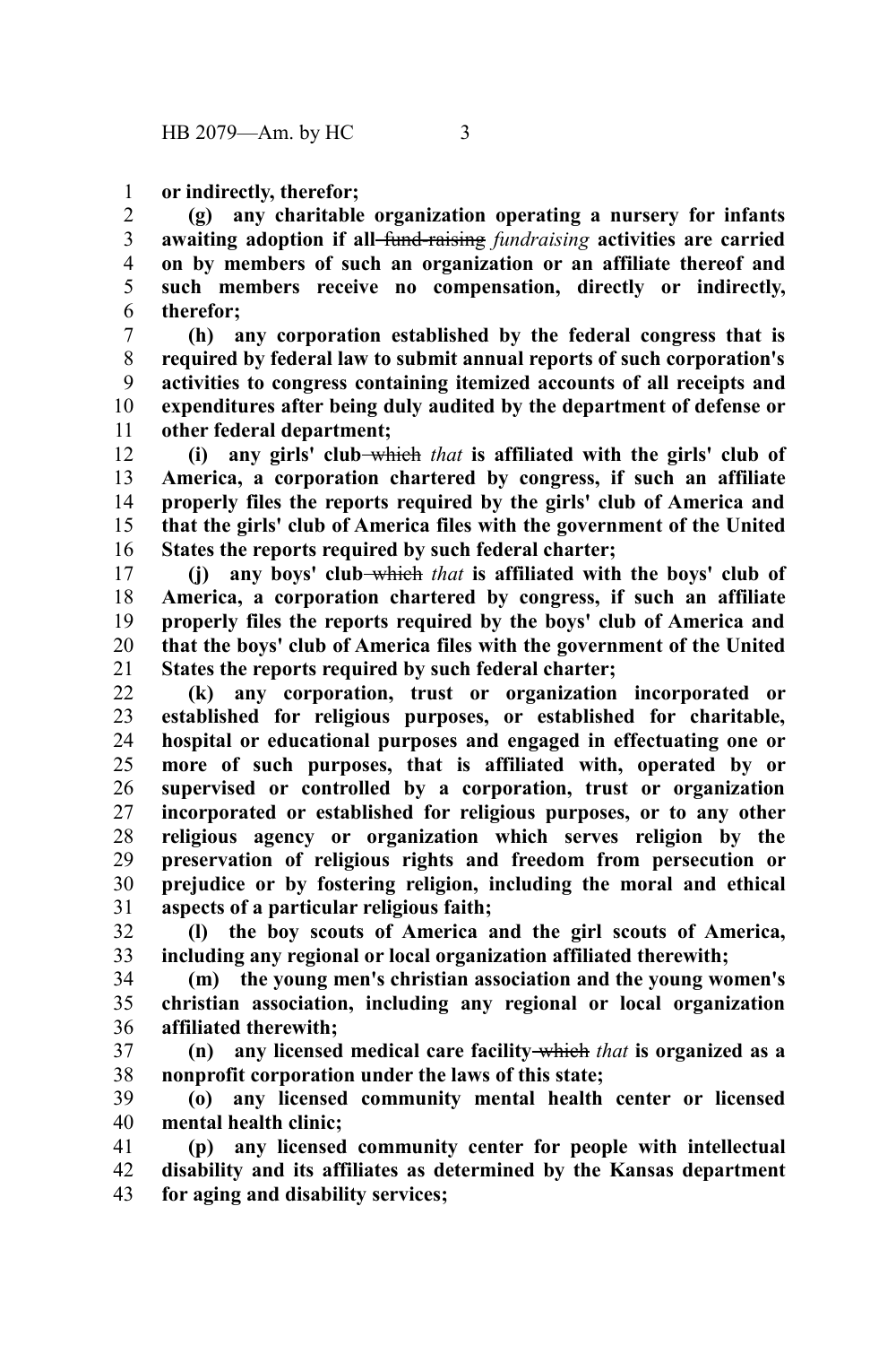**or indirectly, therefor;**

**(g) any charitable organization operating a nursery for infants awaiting adoption if all ~~fund-raising~~ *fundraising* activities are carried on by members of such an organization or an affiliate thereof and such members receive no compensation, directly or indirectly, therefor;**

**(h) any corporation established by the federal congress that is required by federal law to submit annual reports of such corporation's activities to congress containing itemized accounts of all receipts and expenditures after being duly audited by the department of defense or other federal department;**

**(i) any girls' club ~~which~~ *that* is affiliated with the girls' club of America, a corporation chartered by congress, if such an affiliate properly files the reports required by the girls' club of America and that the girls' club of America files with the government of the United States the reports required by such federal charter;**

**(j) any boys' club ~~which~~ *that* is affiliated with the boys' club of America, a corporation chartered by congress, if such an affiliate properly files the reports required by the boys' club of America and that the boys' club of America files with the government of the United States the reports required by such federal charter;**

**(k) any corporation, trust or organization incorporated or established for religious purposes, or established for charitable, hospital or educational purposes and engaged in effectuating one or more of such purposes, that is affiliated with, operated by or supervised or controlled by a corporation, trust or organization incorporated or established for religious purposes, or to any other religious agency or organization which serves religion by the preservation of religious rights and freedom from persecution or prejudice or by fostering religion, including the moral and ethical aspects of a particular religious faith;**

**(l) the boy scouts of America and the girl scouts of America, including any regional or local organization affiliated therewith;**

**(m) the young men's christian association and the young women's christian association, including any regional or local organization affiliated therewith;**

**(n) any licensed medical care facility ~~which~~ *that* is organized as a nonprofit corporation under the laws of this state;**

**(o) any licensed community mental health center or licensed mental health clinic;**

**(p) any licensed community center for people with intellectual disability and its affiliates as determined by the Kansas department for aging and disability services;**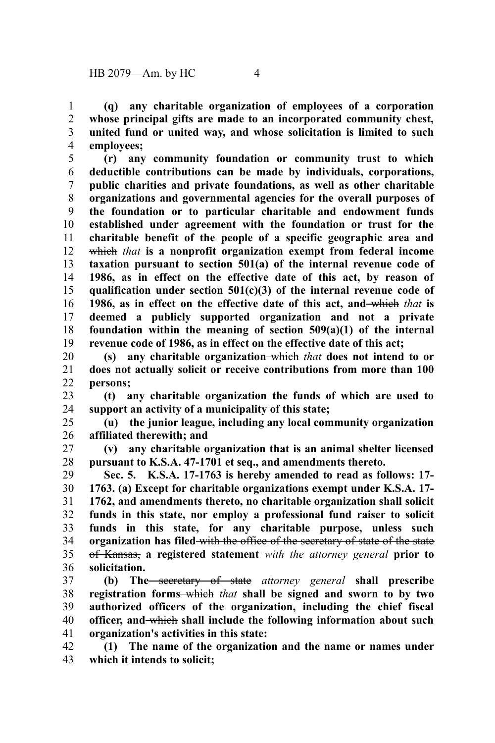**(q) any charitable organization of employees of a corporation whose principal gifts are made to an incorporated community chest, united fund or united way, and whose solicitation is limited to such employees;**

**(r) any community foundation or community trust to which deductible contributions can be made by individuals, corporations, public charities and private foundations, as well as other charitable organizations and governmental agencies for the overall purposes of the foundation or to particular charitable and endowment funds established under agreement with the foundation or trust for the charitable benefit of the people of a specific geographic area and** ~~which~~ *that* **is a nonprofit organization exempt from federal income taxation pursuant to section 501(a) of the internal revenue code of 1986, as in effect on the effective date of this act, by reason of qualification under section 501(c)(3) of the internal revenue code of 1986, as in effect on the effective date of this act, and** ~~which~~ *that* **is deemed a publicly supported organization and not a private foundation within the meaning of section 509(a)(1) of the internal revenue code of 1986, as in effect on the effective date of this act;**

**(s) any charitable organization** ~~which~~ *that* **does not intend to or does not actually solicit or receive contributions from more than 100 persons;**

**(t) any charitable organization the funds of which are used to support an activity of a municipality of this state;**

**(u) the junior league, including any local community organization affiliated therewith; and**

**(v) any charitable organization that is an animal shelter licensed pursuant to K.S.A. 47-1701 et seq., and amendments thereto.**

**Sec. 5. K.S.A. 17-1763 is hereby amended to read as follows: 17-1763. (a) Except for charitable organizations exempt under K.S.A. 17-1762, and amendments thereto, no charitable organization shall solicit funds in this state, nor employ a professional fund raiser to solicit funds in this state, for any charitable purpose, unless such organization has filed** ~~with the office of the secretary of state of the state of Kansas,~~ **a registered statement** *with the attorney general* **prior to solicitation.**

**(b) The** ~~secretary of state~~ *attorney general* **shall prescribe registration forms** ~~which~~ *that* **shall be signed and sworn to by two authorized officers of the organization, including the chief fiscal officer, and** ~~which~~ **shall include the following information about such organization's activities in this state:**

**(1) The name of the organization and the name or names under which it intends to solicit;**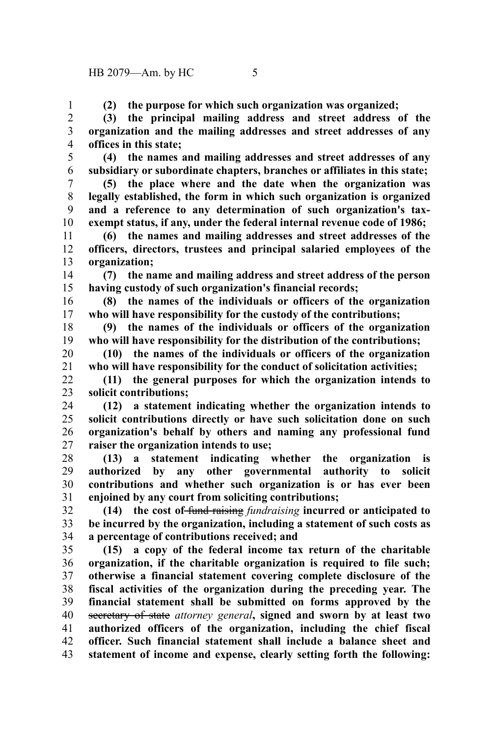**(2) the purpose for which such organization was organized;**

**(3) the principal mailing address and street address of the organization and the mailing addresses and street addresses of any offices in this state;**

**(4) the names and mailing addresses and street addresses of any subsidiary or subordinate chapters, branches or affiliates in this state;**

**(5) the place where and the date when the organization was legally established, the form in which such organization is organized and a reference to any determination of such organization's tax-exempt status, if any, under the federal internal revenue code of 1986;**

**(6) the names and mailing addresses and street addresses of the officers, directors, trustees and principal salaried employees of the organization;**

**(7) the name and mailing address and street address of the person having custody of such organization's financial records;**

**(8) the names of the individuals or officers of the organization who will have responsibility for the custody of the contributions;**

**(9) the names of the individuals or officers of the organization who will have responsibility for the distribution of the contributions;**

**(10) the names of the individuals or officers of the organization who will have responsibility for the conduct of solicitation activities;**

**(11) the general purposes for which the organization intends to solicit contributions;**

**(12) a statement indicating whether the organization intends to solicit contributions directly or have such solicitation done on such organization's behalf by others and naming any professional fund raiser the organization intends to use;**

**(13) a statement indicating whether the organization is authorized by any other governmental authority to solicit contributions and whether such organization is or has ever been enjoined by any court from soliciting contributions;**

**(14) the cost of** ~~fund raising~~ *fundraising* **incurred or anticipated to be incurred by the organization, including a statement of such costs as a percentage of contributions received; and**

**(15) a copy of the federal income tax return of the charitable organization, if the charitable organization is required to file such; otherwise a financial statement covering complete disclosure of the fiscal activities of the organization during the preceding year. The financial statement shall be submitted on forms approved by the** ~~secretary of state~~ *attorney general***, signed and sworn by at least two authorized officers of the organization, including the chief fiscal officer. Such financial statement shall include a balance sheet and statement of income and expense, clearly setting forth the following:**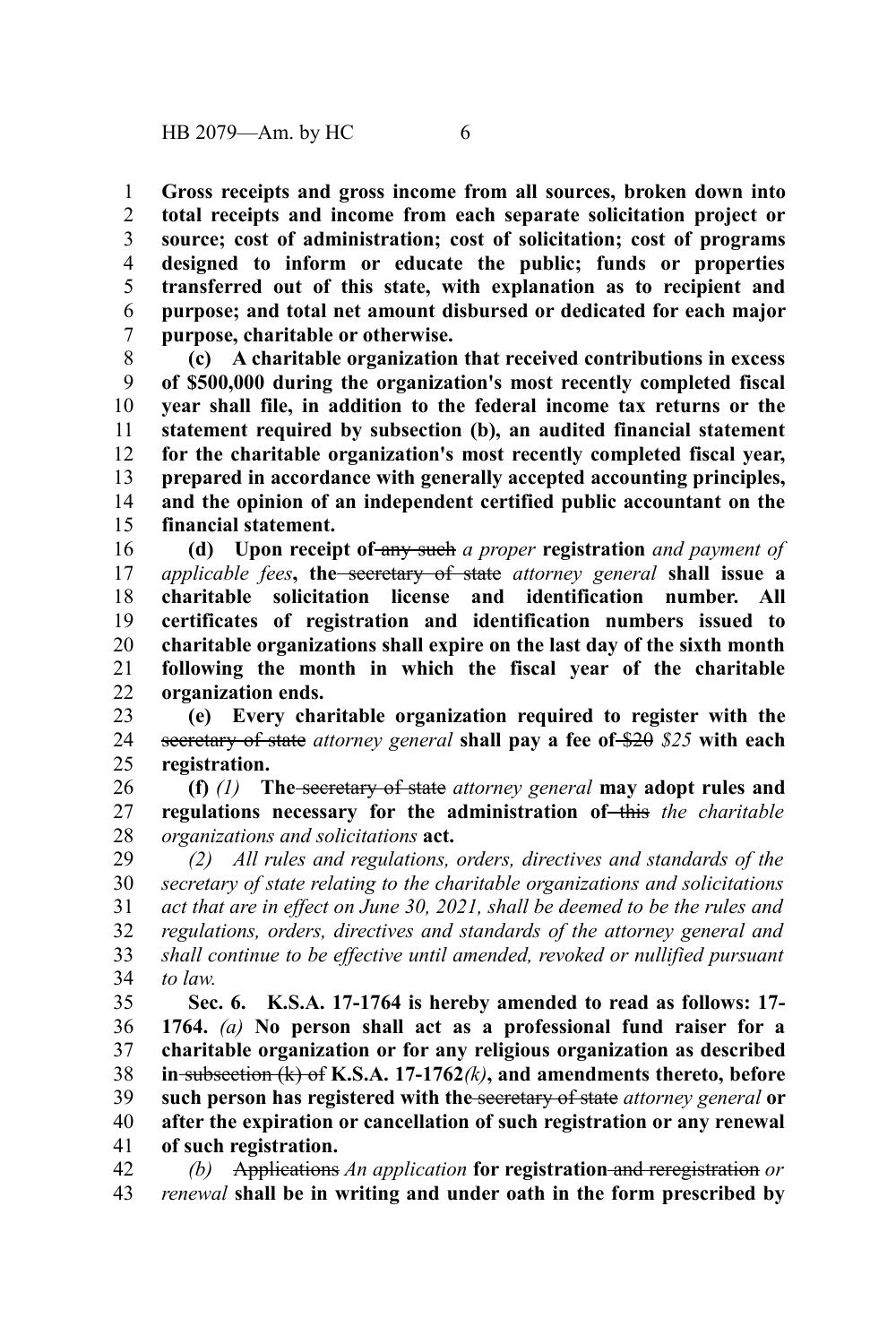**Gross receipts and gross income from all sources, broken down into total receipts and income from each separate solicitation project or source; cost of administration; cost of solicitation; cost of programs designed to inform or educate the public; funds or properties transferred out of this state, with explanation as to recipient and purpose; and total net amount disbursed or dedicated for each major purpose, charitable or otherwise.**

**(c) A charitable organization that received contributions in excess of $500,000 during the organization's most recently completed fiscal year shall file, in addition to the federal income tax returns or the statement required by subsection (b), an audited financial statement for the charitable organization's most recently completed fiscal year, prepared in accordance with generally accepted accounting principles, and the opinion of an independent certified public accountant on the financial statement.**

**(d) Upon receipt of** ~~any such~~ *a proper* **registration** *and payment of applicable fees***, the** ~~secretary of state~~ *attorney general* **shall issue a charitable solicitation license and identification number. All certificates of registration and identification numbers issued to charitable organizations shall expire on the last day of the sixth month following the month in which the fiscal year of the charitable organization ends.**

**(e) Every charitable organization required to register with the** ~~secretary of state~~ *attorney general* **shall pay a fee of** ~~$20~~ *$25* **with each registration.**

**(f)** *(1)* **The** ~~secretary of state~~ *attorney general* **may adopt rules and regulations necessary for the administration of** ~~this~~ *the charitable organizations and solicitations* **act.**

*(2) All rules and regulations, orders, directives and standards of the secretary of state relating to the charitable organizations and solicitations act that are in effect on June 30, 2021, shall be deemed to be the rules and regulations, orders, directives and standards of the attorney general and shall continue to be effective until amended, revoked or nullified pursuant to law.*

**Sec. 6. K.S.A. 17-1764 is hereby amended to read as follows: 17-1764.** *(a)* **No person shall act as a professional fund raiser for a charitable organization or for any religious organization as described in** ~~subsection (k) of~~ **K.S.A. 17-1762***(k)***, and amendments thereto, before such person has registered with the** ~~secretary of state~~ *attorney general* **or after the expiration or cancellation of such registration or any renewal of such registration.**

*(b)* ~~Applications~~ *An application* **for registration** ~~and reregistration~~ *or renewal* **shall be in writing and under oath in the form prescribed by**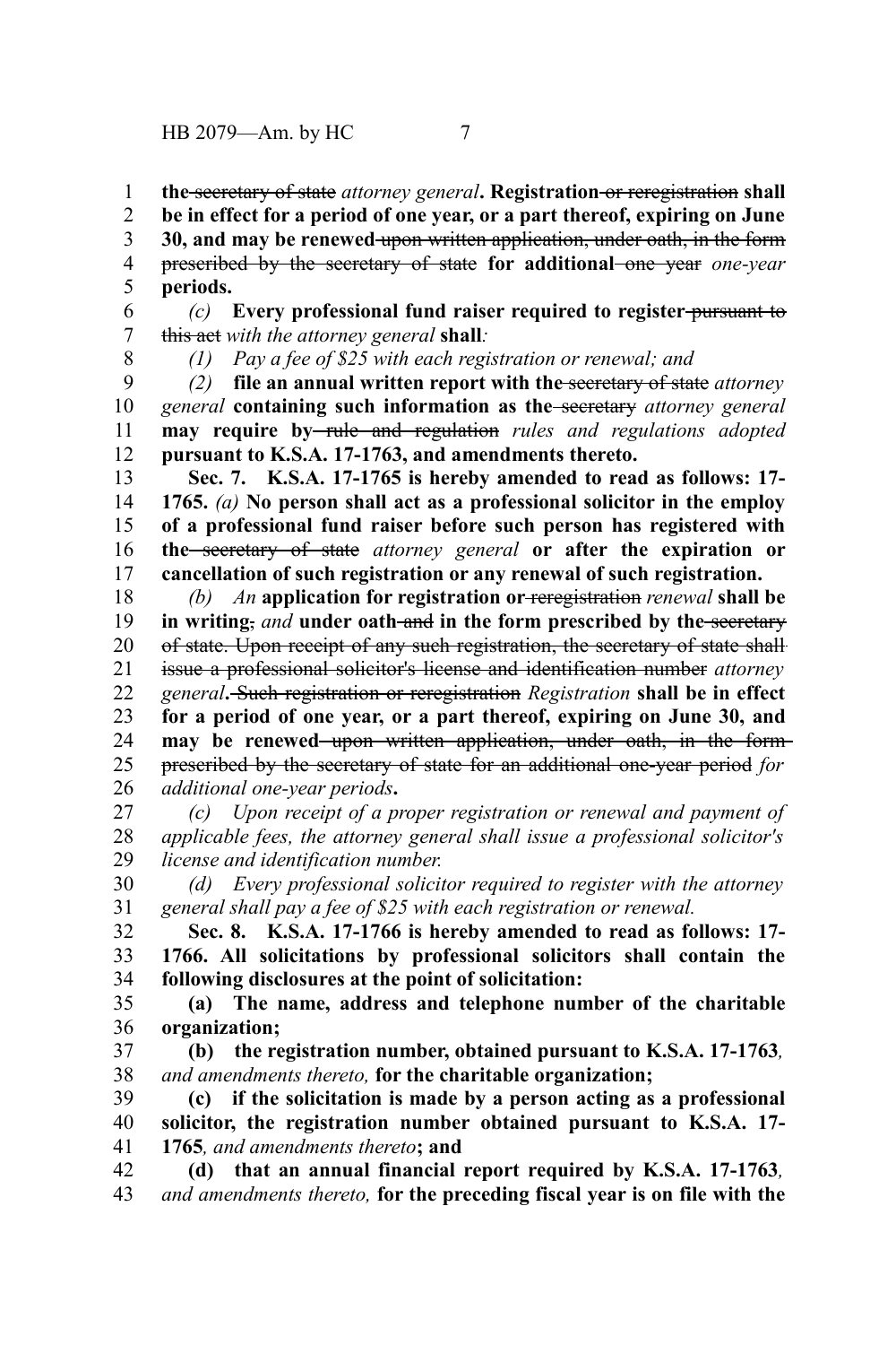**the ~~secretary of state~~ *attorney general*. Registration ~~or reregistration~~ shall be in effect for a period of one year, or a part thereof, expiring on June 30, and may be renewed ~~upon written application, under oath, in the form prescribed by the secretary of state~~ for additional ~~one year~~ *one-year* periods.**

*(c)* **Every professional fund raiser required to register ~~pursuant to this act~~** *with the attorney general* **shall***:*

*(1) Pay a fee of $25 with each registration or renewal; and*

*(2)* **file an annual written report with the ~~secretary of state~~** *attorney general* **containing such information as the ~~secretary~~** *attorney general* **may require by ~~rule and regulation~~** *rules and regulations adopted* **pursuant to K.S.A. 17-1763, and amendments thereto.**

**Sec. 7. K.S.A. 17-1765 is hereby amended to read as follows: 17-1765.** *(a)* **No person shall act as a professional solicitor in the employ of a professional fund raiser before such person has registered with the ~~secretary of state~~** *attorney general* **or after the expiration or cancellation of such registration or any renewal of such registration.**

*(b) An* **application for registration or ~~reregistration~~** *renewal* **shall be in writing~~,~~** *and* **under oath ~~and~~ in the form prescribed by the ~~secretary of state. Upon receipt of any such registration, the secretary of state shall issue a professional solicitor's license and identification number~~** *attorney general***. ~~Such registration or reregistration~~** *Registration* **shall be in effect for a period of one year, or a part thereof, expiring on June 30, and may be renewed ~~upon written application, under oath, in the form prescribed by the secretary of state for an additional one-year period~~** *for additional one-year periods***.**

*(c) Upon receipt of a proper registration or renewal and payment of applicable fees, the attorney general shall issue a professional solicitor's license and identification number.*

*(d) Every professional solicitor required to register with the attorney general shall pay a fee of $25 with each registration or renewal.*

**Sec. 8. K.S.A. 17-1766 is hereby amended to read as follows: 17-1766. All solicitations by professional solicitors shall contain the following disclosures at the point of solicitation:**

**(a) The name, address and telephone number of the charitable organization;**

**(b) the registration number, obtained pursuant to K.S.A. 17-1763***, and amendments thereto,* **for the charitable organization;**

**(c) if the solicitation is made by a person acting as a professional solicitor, the registration number obtained pursuant to K.S.A. 17-1765***, and amendments thereto***; and**

**(d) that an annual financial report required by K.S.A. 17-1763***, and amendments thereto,* **for the preceding fiscal year is on file with the**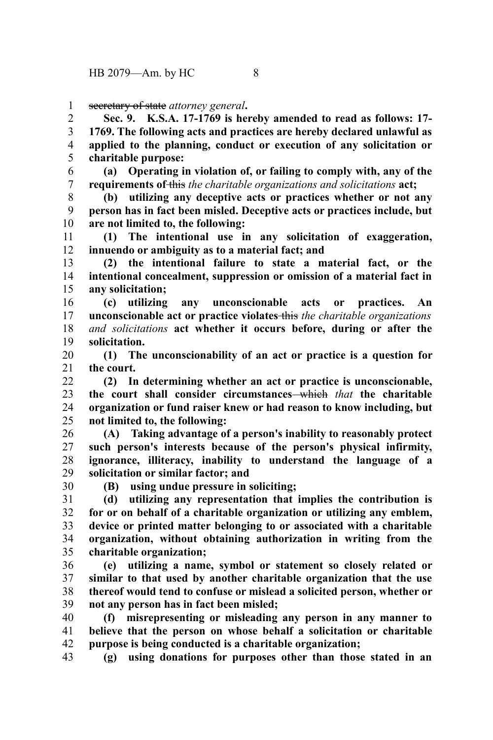~~secretary of state~~ *attorney general***.**

**Sec. 9. K.S.A. 17-1769 is hereby amended to read as follows: 17-1769. The following acts and practices are hereby declared unlawful as applied to the planning, conduct or execution of any solicitation or charitable purpose:**

**(a) Operating in violation of, or failing to comply with, any of the requirements of** ~~this~~ *the charitable organizations and solicitations* **act;**

**(b) utilizing any deceptive acts or practices whether or not any person has in fact been misled. Deceptive acts or practices include, but are not limited to, the following:**

**(1) The intentional use in any solicitation of exaggeration, innuendo or ambiguity as to a material fact; and**

**(2) the intentional failure to state a material fact, or the intentional concealment, suppression or omission of a material fact in any solicitation;**

**(c) utilizing any unconscionable acts or practices. An unconscionable act or practice violates** ~~this~~ *the charitable organizations and solicitations* **act whether it occurs before, during or after the solicitation.**

**(1) The unconscionability of an act or practice is a question for the court.**

**(2) In determining whether an act or practice is unconscionable, the court shall consider circumstances** ~~which~~ *that* **the charitable organization or fund raiser knew or had reason to know including, but not limited to, the following:**

**(A) Taking advantage of a person's inability to reasonably protect such person's interests because of the person's physical infirmity, ignorance, illiteracy, inability to understand the language of a solicitation or similar factor; and**

**(B) using undue pressure in soliciting;**

**(d) utilizing any representation that implies the contribution is for or on behalf of a charitable organization or utilizing any emblem, device or printed matter belonging to or associated with a charitable organization, without obtaining authorization in writing from the charitable organization;**

**(e) utilizing a name, symbol or statement so closely related or similar to that used by another charitable organization that the use thereof would tend to confuse or mislead a solicited person, whether or not any person has in fact been misled;**

**(f) misrepresenting or misleading any person in any manner to believe that the person on whose behalf a solicitation or charitable purpose is being conducted is a charitable organization;**

**(g) using donations for purposes other than those stated in an**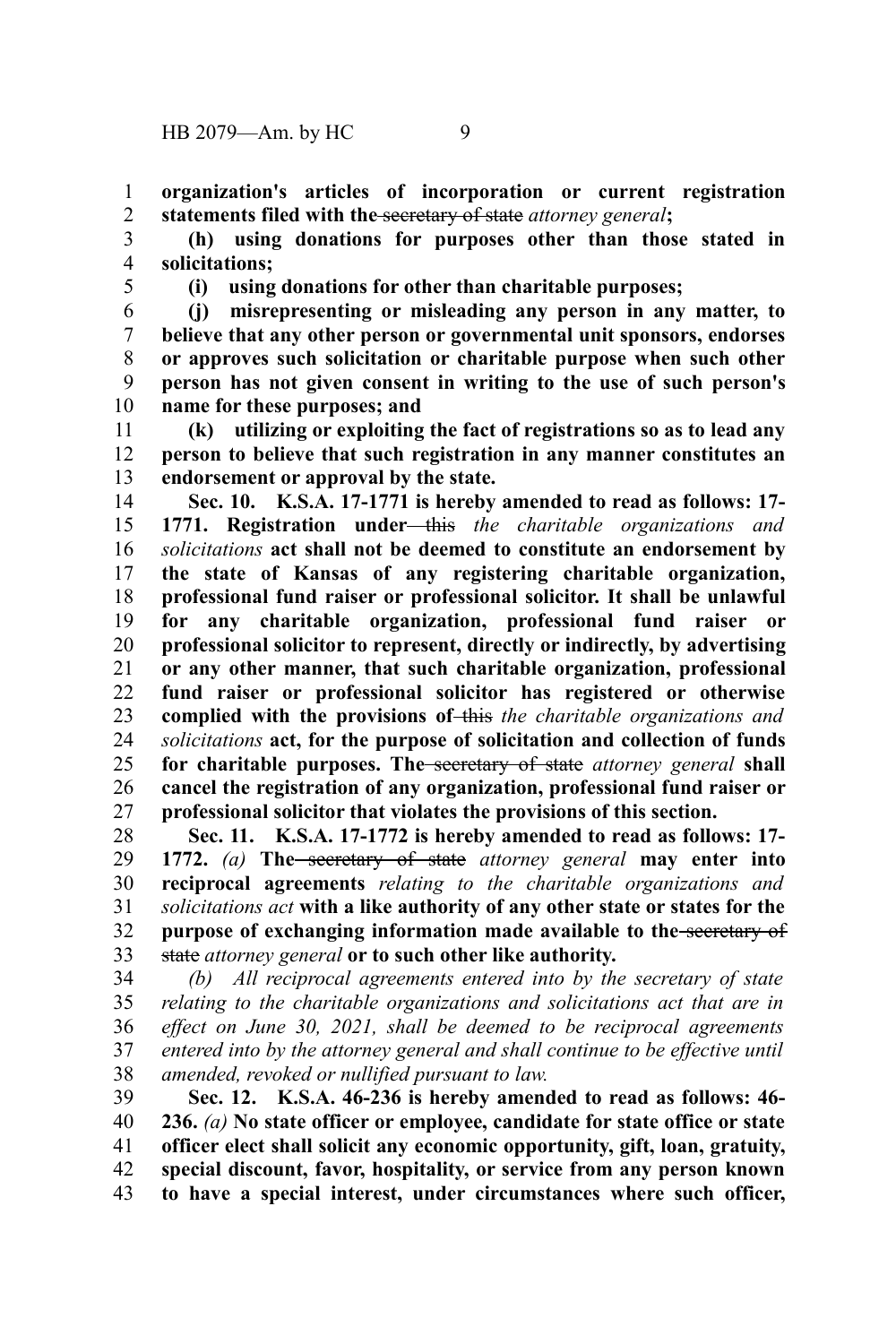**organization's articles of incorporation or current registration statements filed with the** ~~secretary of state~~ *attorney general***;**

**(h) using donations for purposes other than those stated in solicitations;**

**(i) using donations for other than charitable purposes;**

**(j) misrepresenting or misleading any person in any matter, to believe that any other person or governmental unit sponsors, endorses or approves such solicitation or charitable purpose when such other person has not given consent in writing to the use of such person's name for these purposes; and**

**(k) utilizing or exploiting the fact of registrations so as to lead any person to believe that such registration in any manner constitutes an endorsement or approval by the state.**

**Sec. 10. K.S.A. 17-1771 is hereby amended to read as follows: 17-1771. Registration under** ~~this~~ *the charitable organizations and solicitations* **act shall not be deemed to constitute an endorsement by the state of Kansas of any registering charitable organization, professional fund raiser or professional solicitor. It shall be unlawful for any charitable organization, professional fund raiser or professional solicitor to represent, directly or indirectly, by advertising or any other manner, that such charitable organization, professional fund raiser or professional solicitor has registered or otherwise complied with the provisions of** ~~this~~ *the charitable organizations and solicitations* **act, for the purpose of solicitation and collection of funds for charitable purposes. The** ~~secretary of state~~ *attorney general* **shall cancel the registration of any organization, professional fund raiser or professional solicitor that violates the provisions of this section.**

**Sec. 11. K.S.A. 17-1772 is hereby amended to read as follows: 17-1772.** *(a)* **The** ~~secretary of state~~ *attorney general* **may enter into reciprocal agreements** *relating to the charitable organizations and solicitations act* **with a like authority of any other state or states for the purpose of exchanging information made available to the** ~~secretary of state~~ *attorney general* **or to such other like authority.**

*(b) All reciprocal agreements entered into by the secretary of state relating to the charitable organizations and solicitations act that are in effect on June 30, 2021, shall be deemed to be reciprocal agreements entered into by the attorney general and shall continue to be effective until amended, revoked or nullified pursuant to law.*

**Sec. 12. K.S.A. 46-236 is hereby amended to read as follows: 46-236.** *(a)* **No state officer or employee, candidate for state office or state officer elect shall solicit any economic opportunity, gift, loan, gratuity, special discount, favor, hospitality, or service from any person known to have a special interest, under circumstances where such officer,**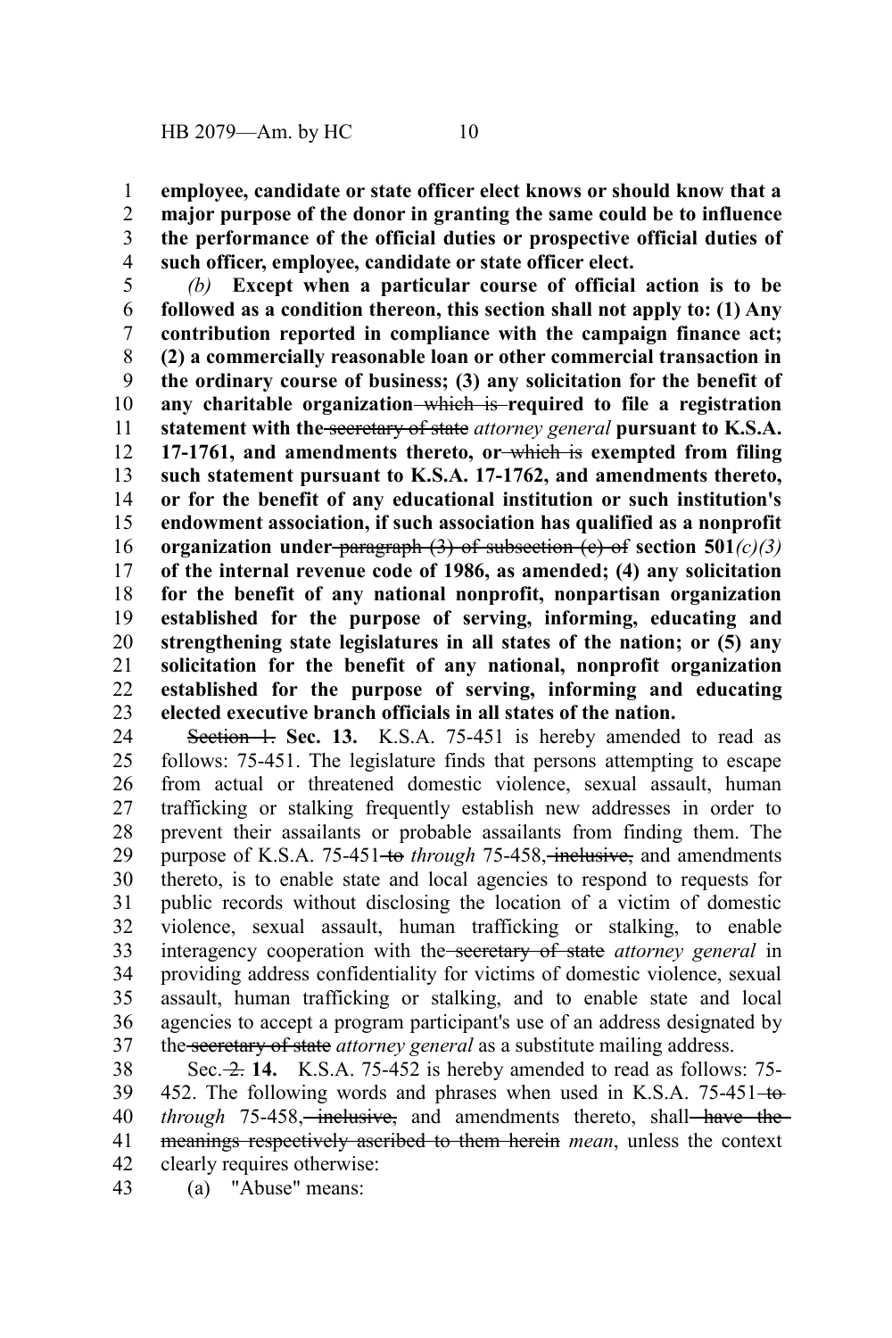**employee, candidate or state officer elect knows or should know that a major purpose of the donor in granting the same could be to influence the performance of the official duties or prospective official duties of such officer, employee, candidate or state officer elect.**

*(b)* **Except when a particular course of official action is to be followed as a condition thereon, this section shall not apply to: (1) Any contribution reported in compliance with the campaign finance act; (2) a commercially reasonable loan or other commercial transaction in the ordinary course of business; (3) any solicitation for the benefit of any charitable organization ~~which is~~ required to file a registration statement with the ~~secretary of state~~** *attorney general* **pursuant to K.S.A. 17-1761, and amendments thereto, or ~~which is~~ exempted from filing such statement pursuant to K.S.A. 17-1762, and amendments thereto, or for the benefit of any educational institution or such institution's endowment association, if such association has qualified as a nonprofit organization under ~~paragraph (3) of subsection (c) of~~ section 501***(c)(3)* **of the internal revenue code of 1986, as amended; (4) any solicitation for the benefit of any national nonprofit, nonpartisan organization established for the purpose of serving, informing, educating and strengthening state legislatures in all states of the nation; or (5) any solicitation for the benefit of any national, nonprofit organization established for the purpose of serving, informing and educating elected executive branch officials in all states of the nation.**

~~Section 1.~~ **Sec. 13.** K.S.A. 75-451 is hereby amended to read as follows: 75-451. The legislature finds that persons attempting to escape from actual or threatened domestic violence, sexual assault, human trafficking or stalking frequently establish new addresses in order to prevent their assailants or probable assailants from finding them. The purpose of K.S.A. 75-451 ~~to~~ *through* 75-458, ~~inclusive,~~ and amendments thereto, is to enable state and local agencies to respond to requests for public records without disclosing the location of a victim of domestic violence, sexual assault, human trafficking or stalking, to enable interagency cooperation with the ~~secretary of state~~ *attorney general* in providing address confidentiality for victims of domestic violence, sexual assault, human trafficking or stalking, and to enable state and local agencies to accept a program participant's use of an address designated by the ~~secretary of state~~ *attorney general* as a substitute mailing address.

Sec. ~~2.~~ **14.** K.S.A. 75-452 is hereby amended to read as follows: 75-452. The following words and phrases when used in K.S.A. 75-451 ~~to~~ *through* 75-458, ~~inclusive,~~ and amendments thereto, shall ~~have the meanings respectively ascribed to them herein~~ *mean*, unless the context clearly requires otherwise:

(a) "Abuse" means: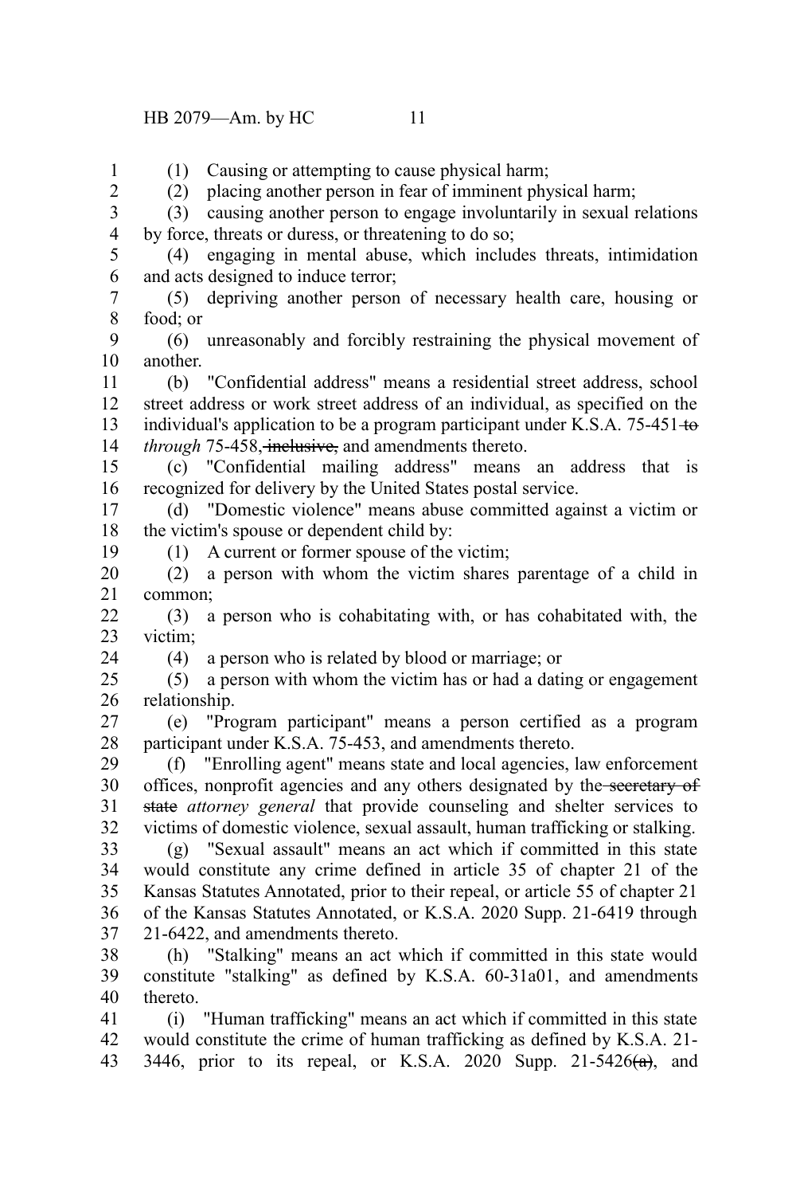(1) Causing or attempting to cause physical harm;

(2) placing another person in fear of imminent physical harm;

(3) causing another person to engage involuntarily in sexual relations by force, threats or duress, or threatening to do so;

(4) engaging in mental abuse, which includes threats, intimidation and acts designed to induce terror;

(5) depriving another person of necessary health care, housing or food; or

(6) unreasonably and forcibly restraining the physical movement of another.

(b) "Confidential address" means a residential street address, school street address or work street address of an individual, as specified on the individual's application to be a program participant under K.S.A. 75-451 ~~to~~ *through* 75-458~~, inclusive,~~ and amendments thereto.

(c) "Confidential mailing address" means an address that is recognized for delivery by the United States postal service.

(d) "Domestic violence" means abuse committed against a victim or the victim's spouse or dependent child by:

(1) A current or former spouse of the victim;

(2) a person with whom the victim shares parentage of a child in common;

(3) a person who is cohabitating with, or has cohabitated with, the victim;

(4) a person who is related by blood or marriage; or

(5) a person with whom the victim has or had a dating or engagement relationship.

(e) "Program participant" means a person certified as a program participant under K.S.A. 75-453, and amendments thereto.

(f) "Enrolling agent" means state and local agencies, law enforcement offices, nonprofit agencies and any others designated by the ~~secretary of state~~ *attorney general* that provide counseling and shelter services to victims of domestic violence, sexual assault, human trafficking or stalking.

(g) "Sexual assault" means an act which if committed in this state would constitute any crime defined in article 35 of chapter 21 of the Kansas Statutes Annotated, prior to their repeal, or article 55 of chapter 21 of the Kansas Statutes Annotated, or K.S.A. 2020 Supp. 21-6419 through 21-6422, and amendments thereto.

(h) "Stalking" means an act which if committed in this state would constitute "stalking" as defined by K.S.A. 60-31a01, and amendments thereto.

(i) "Human trafficking" means an act which if committed in this state would constitute the crime of human trafficking as defined by K.S.A. 21-3446, prior to its repeal, or K.S.A. 2020 Supp. 21-5426~~(a)~~, and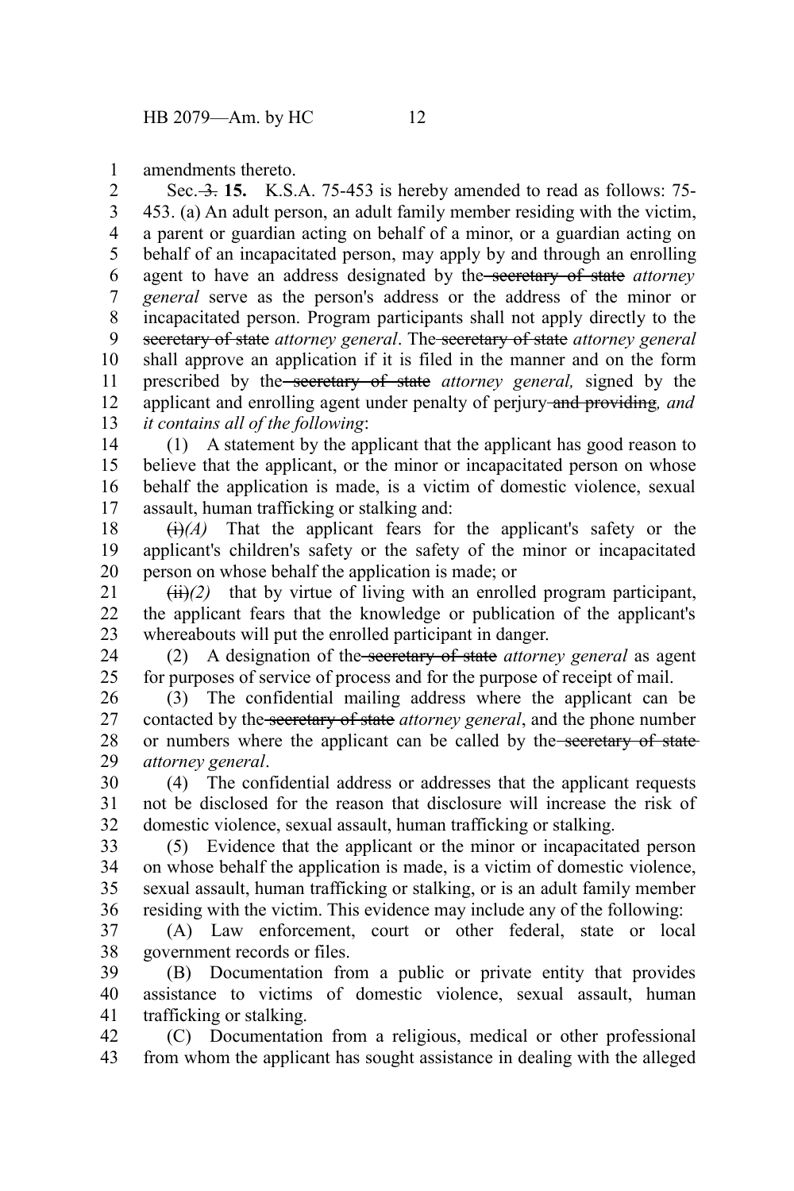amendments thereto.

Sec. ~~3.~~ **15.** K.S.A. 75-453 is hereby amended to read as follows: 75-453. (a) An adult person, an adult family member residing with the victim, a parent or guardian acting on behalf of a minor, or a guardian acting on behalf of an incapacitated person, may apply by and through an enrolling agent to have an address designated by the ~~secretary of state~~ *attorney general* serve as the person's address or the address of the minor or incapacitated person. Program participants shall not apply directly to the ~~secretary of state~~ *attorney general*. The ~~secretary of state~~ *attorney general* shall approve an application if it is filed in the manner and on the form prescribed by the ~~secretary of state~~ *attorney general,* signed by the applicant and enrolling agent under penalty of perjury ~~and providing~~*, and it contains all of the following*:

(1) A statement by the applicant that the applicant has good reason to believe that the applicant, or the minor or incapacitated person on whose behalf the application is made, is a victim of domestic violence, sexual assault, human trafficking or stalking and:

~~(i)~~*(A)* That the applicant fears for the applicant's safety or the applicant's children's safety or the safety of the minor or incapacitated person on whose behalf the application is made; or

~~(ii)~~*(2)* that by virtue of living with an enrolled program participant, the applicant fears that the knowledge or publication of the applicant's whereabouts will put the enrolled participant in danger.

(2) A designation of the ~~secretary of state~~ *attorney general* as agent for purposes of service of process and for the purpose of receipt of mail.

(3) The confidential mailing address where the applicant can be contacted by the ~~secretary of state~~ *attorney general*, and the phone number or numbers where the applicant can be called by the ~~secretary of state~~ *attorney general*.

(4) The confidential address or addresses that the applicant requests not be disclosed for the reason that disclosure will increase the risk of domestic violence, sexual assault, human trafficking or stalking.

(5) Evidence that the applicant or the minor or incapacitated person on whose behalf the application is made, is a victim of domestic violence, sexual assault, human trafficking or stalking, or is an adult family member residing with the victim. This evidence may include any of the following:

(A) Law enforcement, court or other federal, state or local government records or files.

(B) Documentation from a public or private entity that provides assistance to victims of domestic violence, sexual assault, human trafficking or stalking.

(C) Documentation from a religious, medical or other professional from whom the applicant has sought assistance in dealing with the alleged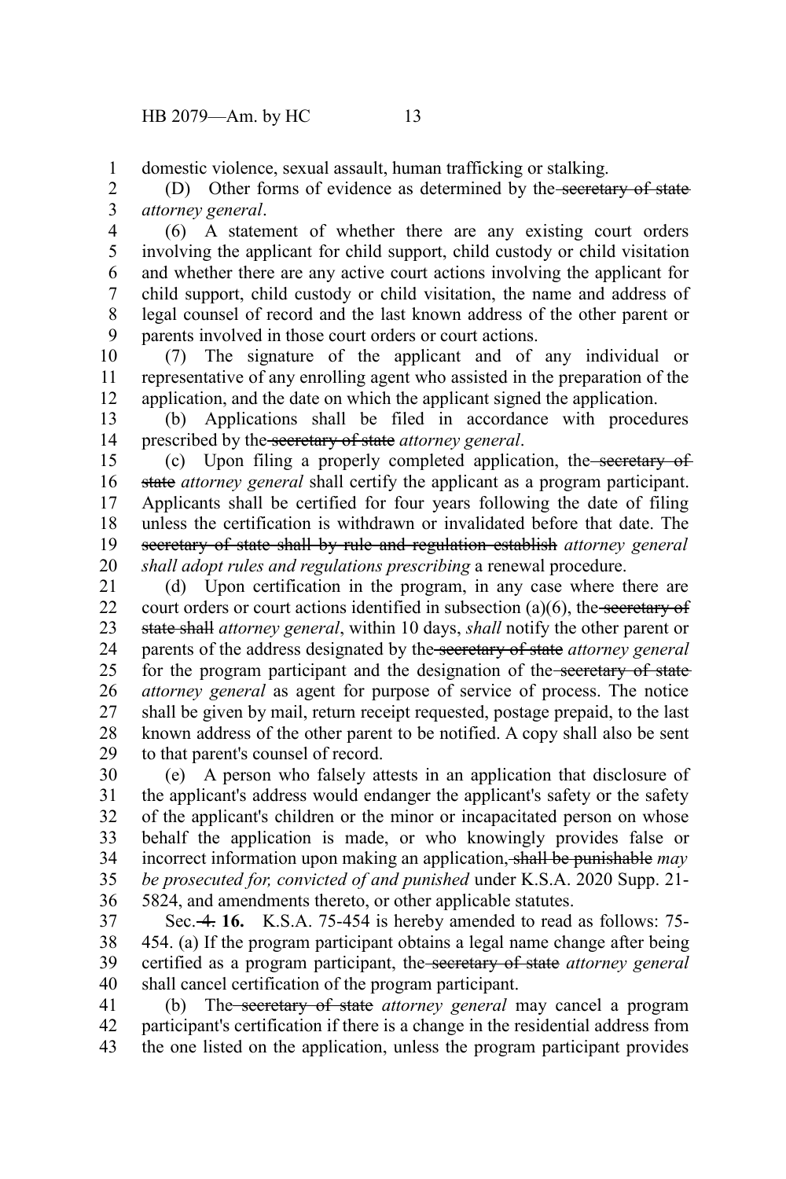domestic violence, sexual assault, human trafficking or stalking.

(D) Other forms of evidence as determined by the ~~secretary of state~~ *attorney general*.

(6) A statement of whether there are any existing court orders involving the applicant for child support, child custody or child visitation and whether there are any active court actions involving the applicant for child support, child custody or child visitation, the name and address of legal counsel of record and the last known address of the other parent or parents involved in those court orders or court actions.

(7) The signature of the applicant and of any individual or representative of any enrolling agent who assisted in the preparation of the application, and the date on which the applicant signed the application.

(b) Applications shall be filed in accordance with procedures prescribed by the ~~secretary of state~~ *attorney general*.

(c) Upon filing a properly completed application, the ~~secretary of state~~ *attorney general* shall certify the applicant as a program participant. Applicants shall be certified for four years following the date of filing unless the certification is withdrawn or invalidated before that date. The ~~secretary of state shall by rule and regulation establish~~ *attorney general shall adopt rules and regulations prescribing* a renewal procedure.

(d) Upon certification in the program, in any case where there are court orders or court actions identified in subsection (a)(6), the ~~secretary of state shall~~ *attorney general*, within 10 days, *shall* notify the other parent or parents of the address designated by the ~~secretary of state~~ *attorney general* for the program participant and the designation of the ~~secretary of state~~ *attorney general* as agent for purpose of service of process. The notice shall be given by mail, return receipt requested, postage prepaid, to the last known address of the other parent to be notified. A copy shall also be sent to that parent's counsel of record.

(e) A person who falsely attests in an application that disclosure of the applicant's address would endanger the applicant's safety or the safety of the applicant's children or the minor or incapacitated person on whose behalf the application is made, or who knowingly provides false or incorrect information upon making an application~~, shall be punishable~~ *may be prosecuted for, convicted of and punished* under K.S.A. 2020 Supp. 21-5824, and amendments thereto, or other applicable statutes.

Sec. ~~4.~~ **16.** K.S.A. 75-454 is hereby amended to read as follows: 75-454. (a) If the program participant obtains a legal name change after being certified as a program participant, the ~~secretary of state~~ *attorney general* shall cancel certification of the program participant.

(b) The ~~secretary of state~~ *attorney general* may cancel a program participant's certification if there is a change in the residential address from the one listed on the application, unless the program participant provides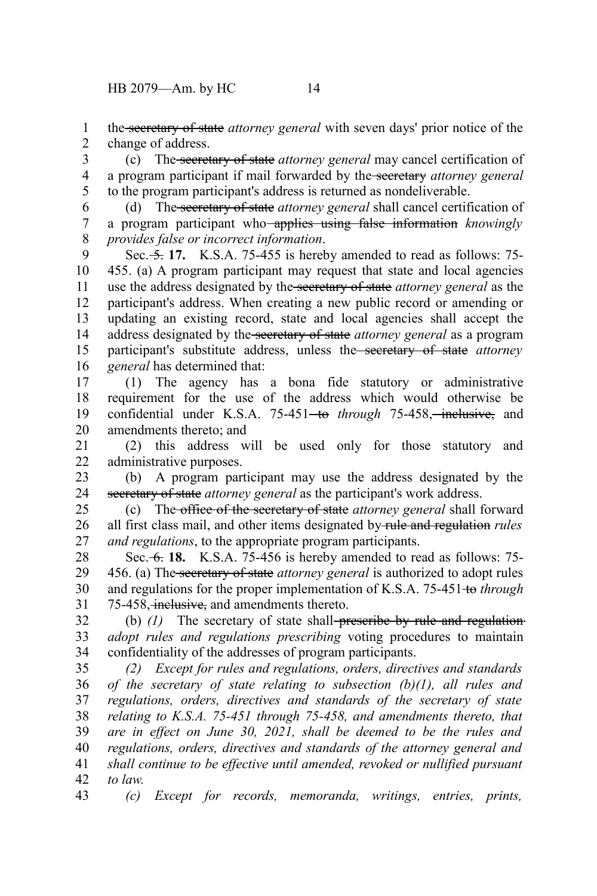the ~~secretary of state~~ *attorney general* with seven days' prior notice of the change of address.

(c) The ~~secretary of state~~ *attorney general* may cancel certification of a program participant if mail forwarded by the ~~secretary~~ *attorney general* to the program participant's address is returned as nondeliverable.

(d) The ~~secretary of state~~ *attorney general* shall cancel certification of a program participant who ~~applies using false information~~ *knowingly provides false or incorrect information*.

Sec. ~~5.~~ **17.** K.S.A. 75-455 is hereby amended to read as follows: 75-455. (a) A program participant may request that state and local agencies use the address designated by the ~~secretary of state~~ *attorney general* as the participant's address. When creating a new public record or amending or updating an existing record, state and local agencies shall accept the address designated by the ~~secretary of state~~ *attorney general* as a program participant's substitute address, unless the ~~secretary of state~~ *attorney general* has determined that:

(1) The agency has a bona fide statutory or administrative requirement for the use of the address which would otherwise be confidential under K.S.A. 75-451 ~~to~~ *through* 75-458, ~~inclusive,~~ and amendments thereto; and

(2) this address will be used only for those statutory and administrative purposes.

(b) A program participant may use the address designated by the ~~secretary of state~~ *attorney general* as the participant's work address.

(c) The ~~office of the secretary of state~~ *attorney general* shall forward all first class mail, and other items designated by ~~rule and regulation~~ *rules and regulations*, to the appropriate program participants.

Sec. ~~6.~~ **18.** K.S.A. 75-456 is hereby amended to read as follows: 75-456. (a) The ~~secretary of state~~ *attorney general* is authorized to adopt rules and regulations for the proper implementation of K.S.A. 75-451 ~~to~~ *through* 75-458, ~~inclusive,~~ and amendments thereto.

(b) *(1)* The secretary of state shall ~~prescribe by rule and regulation~~ *adopt rules and regulations prescribing* voting procedures to maintain confidentiality of the addresses of program participants.

*(2) Except for rules and regulations, orders, directives and standards of the secretary of state relating to subsection (b)(1), all rules and regulations, orders, directives and standards of the secretary of state relating to K.S.A. 75-451 through 75-458, and amendments thereto, that are in effect on June 30, 2021, shall be deemed to be the rules and regulations, orders, directives and standards of the attorney general and shall continue to be effective until amended, revoked or nullified pursuant to law.*

*(c) Except for records, memoranda, writings, entries, prints,*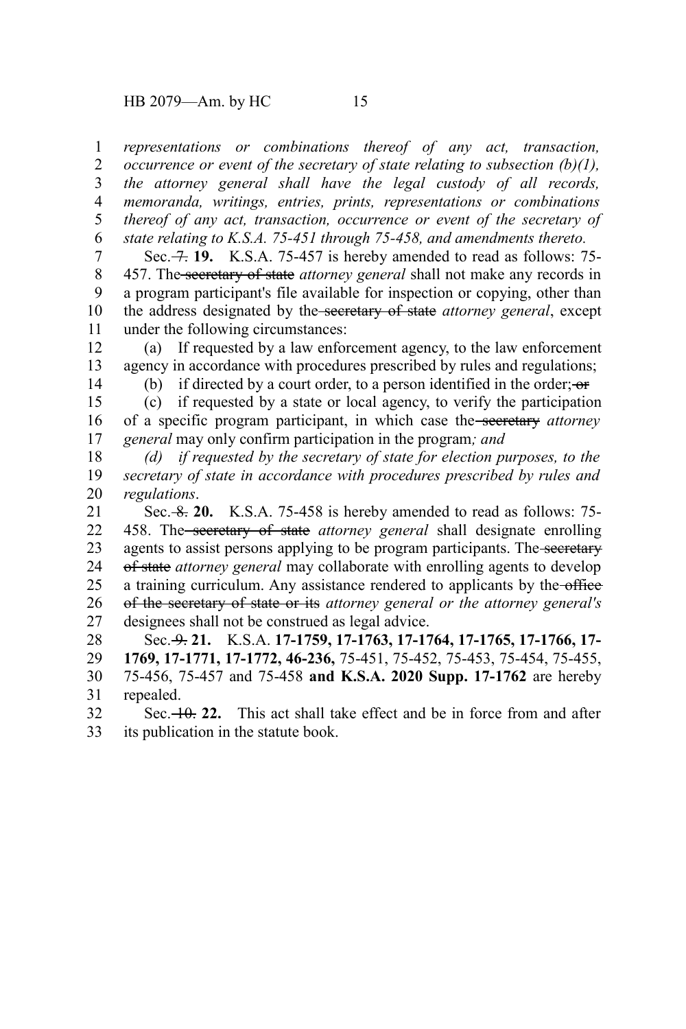*representations or combinations thereof of any act, transaction, occurrence or event of the secretary of state relating to subsection (b)(1), the attorney general shall have the legal custody of all records, memoranda, writings, entries, prints, representations or combinations thereof of any act, transaction, occurrence or event of the secretary of state relating to K.S.A. 75-451 through 75-458, and amendments thereto.*

Sec. ~~7.~~ **19.** K.S.A. 75-457 is hereby amended to read as follows: 75-457. The ~~secretary of state~~ *attorney general* shall not make any records in a program participant's file available for inspection or copying, other than the address designated by the ~~secretary of state~~ *attorney general*, except under the following circumstances:

(a) If requested by a law enforcement agency, to the law enforcement agency in accordance with procedures prescribed by rules and regulations;

(b) if directed by a court order, to a person identified in the order; ~~or~~

(c) if requested by a state or local agency, to verify the participation of a specific program participant, in which case the ~~secretary~~ *attorney general* may only confirm participation in the program*; and*

*(d) if requested by the secretary of state for election purposes, to the secretary of state in accordance with procedures prescribed by rules and regulations*.

Sec. ~~8.~~ **20.** K.S.A. 75-458 is hereby amended to read as follows: 75-458. The ~~secretary of state~~ *attorney general* shall designate enrolling agents to assist persons applying to be program participants. The ~~secretary of state~~ *attorney general* may collaborate with enrolling agents to develop a training curriculum. Any assistance rendered to applicants by the ~~office of the secretary of state or its~~ *attorney general or the attorney general's* designees shall not be construed as legal advice.

Sec. ~~9.~~ **21.** K.S.A. **17-1759, 17-1763, 17-1764, 17-1765, 17-1766, 17-1769, 17-1771, 17-1772, 46-236,** 75-451, 75-452, 75-453, 75-454, 75-455, 75-456, 75-457 and 75-458 **and K.S.A. 2020 Supp. 17-1762** are hereby repealed.

Sec. ~~10.~~ **22.** This act shall take effect and be in force from and after its publication in the statute book.